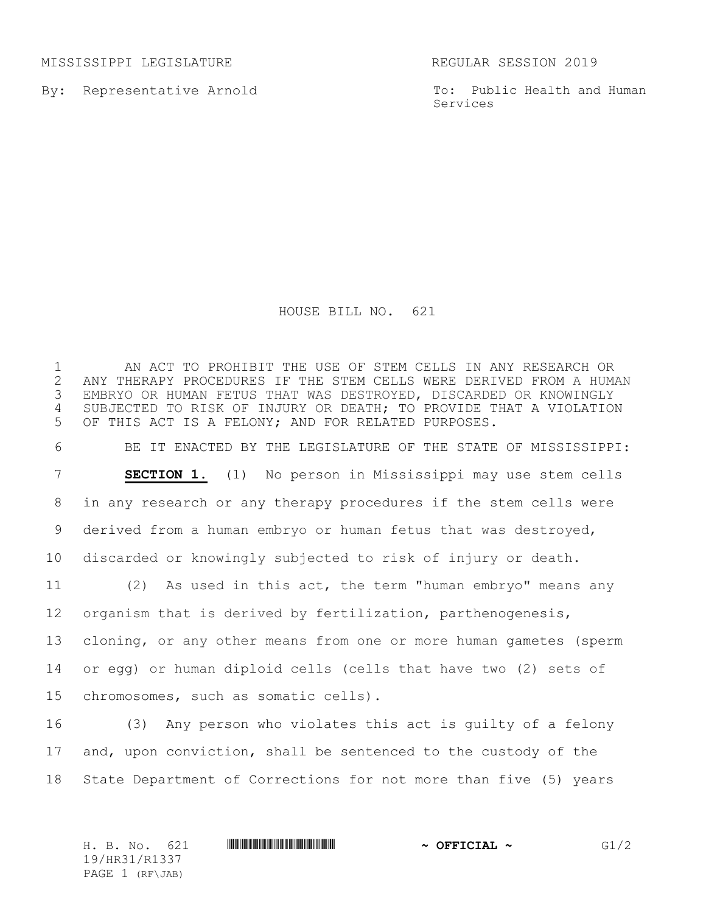MISSISSIPPI LEGISLATURE REGULAR SESSION 2019

By: Representative Arnold

To: Public Health and Human Services

# HOUSE BILL NO. 621

AN ACT TO PROHIBIT THE USE OF STEM CELLS IN ANY RESEARCH OR ANY THERAPY PROCEDURES IF THE STEM CELLS WERE DERIVED FROM A HUMAN EMBRYO OR HUMAN FETUS THAT WAS DESTROYED, DISCARDED OR KNOWINGLY SUBJECTED TO RISK OF INJURY OR DEATH; TO PROVIDE THAT A VIOLATION OF THIS ACT IS A FELONY; AND FOR RELATED PURPOSES.

BE IT ENACTED BY THE LEGISLATURE OF THE STATE OF MISSISSIPPI:

**SECTION 1.** (1) No person in Mississippi may use stem cells in any research or any therapy procedures if the stem cells were derived from a human embryo or human fetus that was destroyed, discarded or knowingly subjected to risk of injury or death.

(2) As used in this act, the term "human embryo" means any organism that is derived by fertilization, parthenogenesis, cloning, or any other means from one or more human gametes (sperm or egg) or human diploid cells (cells that have two (2) sets of chromosomes, such as somatic cells).

(3) Any person who violates this act is guilty of a felony and, upon conviction, shall be sentenced to the custody of the State Department of Corrections for not more than five (5) years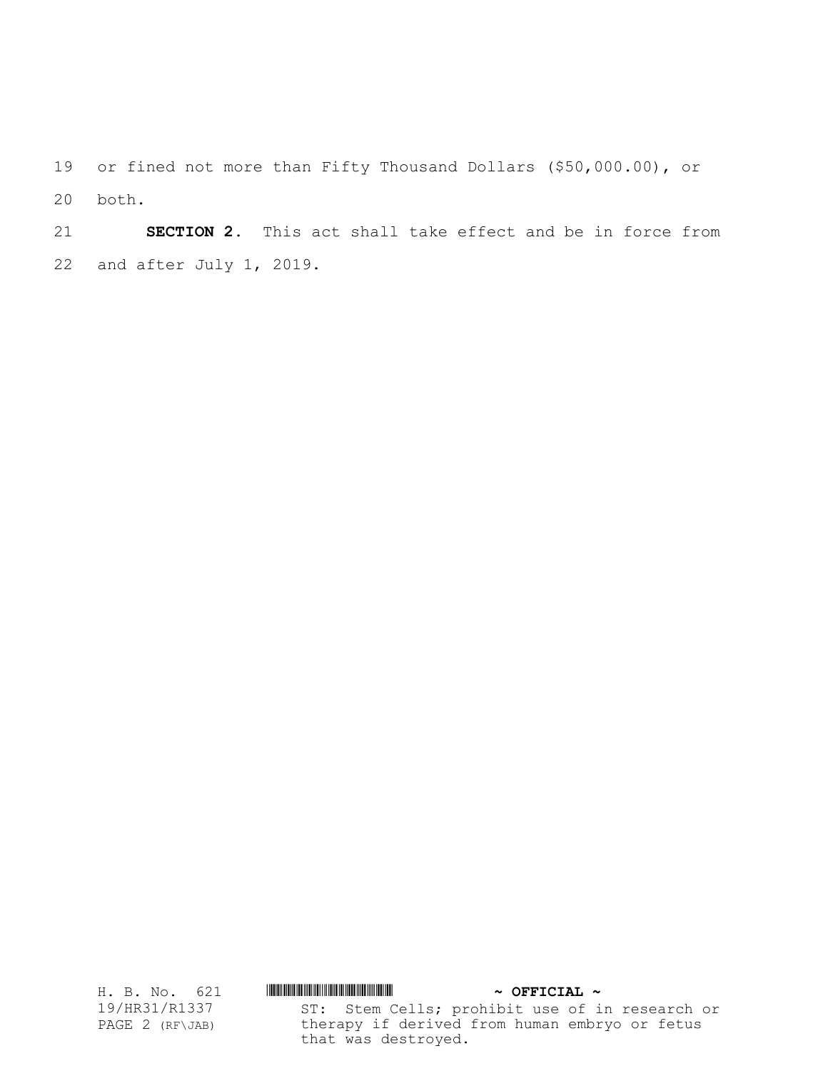or fined not more than Fifty Thousand Dollars ($50,000.00), or both.

**SECTION 2.** This act shall take effect and be in force from and after July 1, 2019.